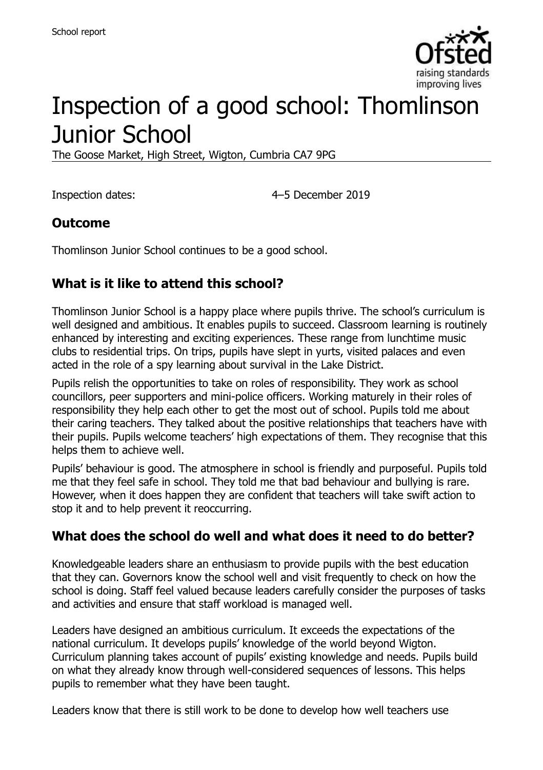School report

# Inspection of a good school: Thomlinson Junior School

The Goose Market, High Street, Wigton, Cumbria CA7 9PG

Inspection dates: 4–5 December 2019

## Outcome

Thomlinson Junior School continues to be a good school.

## What is it like to attend this school?

Thomlinson Junior School is a happy place where pupils thrive. The school's curriculum is well designed and ambitious. It enables pupils to succeed. Classroom learning is routinely enhanced by interesting and exciting experiences. These range from lunchtime music clubs to residential trips. On trips, pupils have slept in yurts, visited palaces and even acted in the role of a spy learning about survival in the Lake District.

Pupils relish the opportunities to take on roles of responsibility. They work as school councillors, peer supporters and mini-police officers. Working maturely in their roles of responsibility they help each other to get the most out of school. Pupils told me about their caring teachers. They talked about the positive relationships that teachers have with their pupils. Pupils welcome teachers' high expectations of them. They recognise that this helps them to achieve well.

Pupils' behaviour is good. The atmosphere in school is friendly and purposeful. Pupils told me that they feel safe in school. They told me that bad behaviour and bullying is rare. However, when it does happen they are confident that teachers will take swift action to stop it and to help prevent it reoccurring.

## What does the school do well and what does it need to do better?

Knowledgeable leaders share an enthusiasm to provide pupils with the best education that they can. Governors know the school well and visit frequently to check on how the school is doing. Staff feel valued because leaders carefully consider the purposes of tasks and activities and ensure that staff workload is managed well.

Leaders have designed an ambitious curriculum. It exceeds the expectations of the national curriculum. It develops pupils' knowledge of the world beyond Wigton. Curriculum planning takes account of pupils' existing knowledge and needs. Pupils build on what they already know through well-considered sequences of lessons. This helps pupils to remember what they have been taught.

Leaders know that there is still work to be done to develop how well teachers use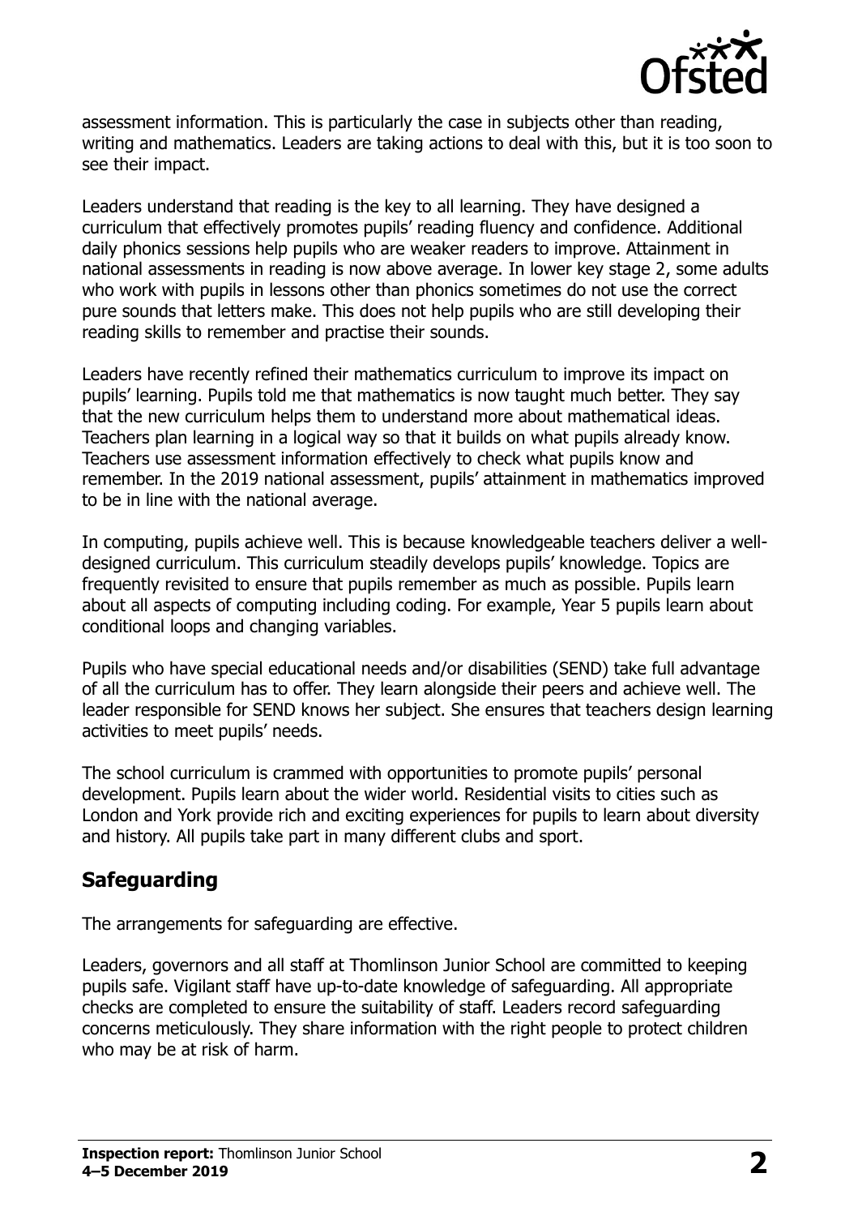assessment information. This is particularly the case in subjects other than reading, writing and mathematics. Leaders are taking actions to deal with this, but it is too soon to see their impact.

Leaders understand that reading is the key to all learning. They have designed a curriculum that effectively promotes pupils' reading fluency and confidence. Additional daily phonics sessions help pupils who are weaker readers to improve. Attainment in national assessments in reading is now above average. In lower key stage 2, some adults who work with pupils in lessons other than phonics sometimes do not use the correct pure sounds that letters make. This does not help pupils who are still developing their reading skills to remember and practise their sounds.

Leaders have recently refined their mathematics curriculum to improve its impact on pupils' learning. Pupils told me that mathematics is now taught much better. They say that the new curriculum helps them to understand more about mathematical ideas. Teachers plan learning in a logical way so that it builds on what pupils already know. Teachers use assessment information effectively to check what pupils know and remember. In the 2019 national assessment, pupils' attainment in mathematics improved to be in line with the national average.

In computing, pupils achieve well. This is because knowledgeable teachers deliver a well-designed curriculum. This curriculum steadily develops pupils' knowledge. Topics are frequently revisited to ensure that pupils remember as much as possible. Pupils learn about all aspects of computing including coding. For example, Year 5 pupils learn about conditional loops and changing variables.

Pupils who have special educational needs and/or disabilities (SEND) take full advantage of all the curriculum has to offer. They learn alongside their peers and achieve well. The leader responsible for SEND knows her subject. She ensures that teachers design learning activities to meet pupils' needs.

The school curriculum is crammed with opportunities to promote pupils' personal development. Pupils learn about the wider world. Residential visits to cities such as London and York provide rich and exciting experiences for pupils to learn about diversity and history. All pupils take part in many different clubs and sport.

## Safeguarding

The arrangements for safeguarding are effective.

Leaders, governors and all staff at Thomlinson Junior School are committed to keeping pupils safe. Vigilant staff have up-to-date knowledge of safeguarding. All appropriate checks are completed to ensure the suitability of staff. Leaders record safeguarding concerns meticulously. They share information with the right people to protect children who may be at risk of harm.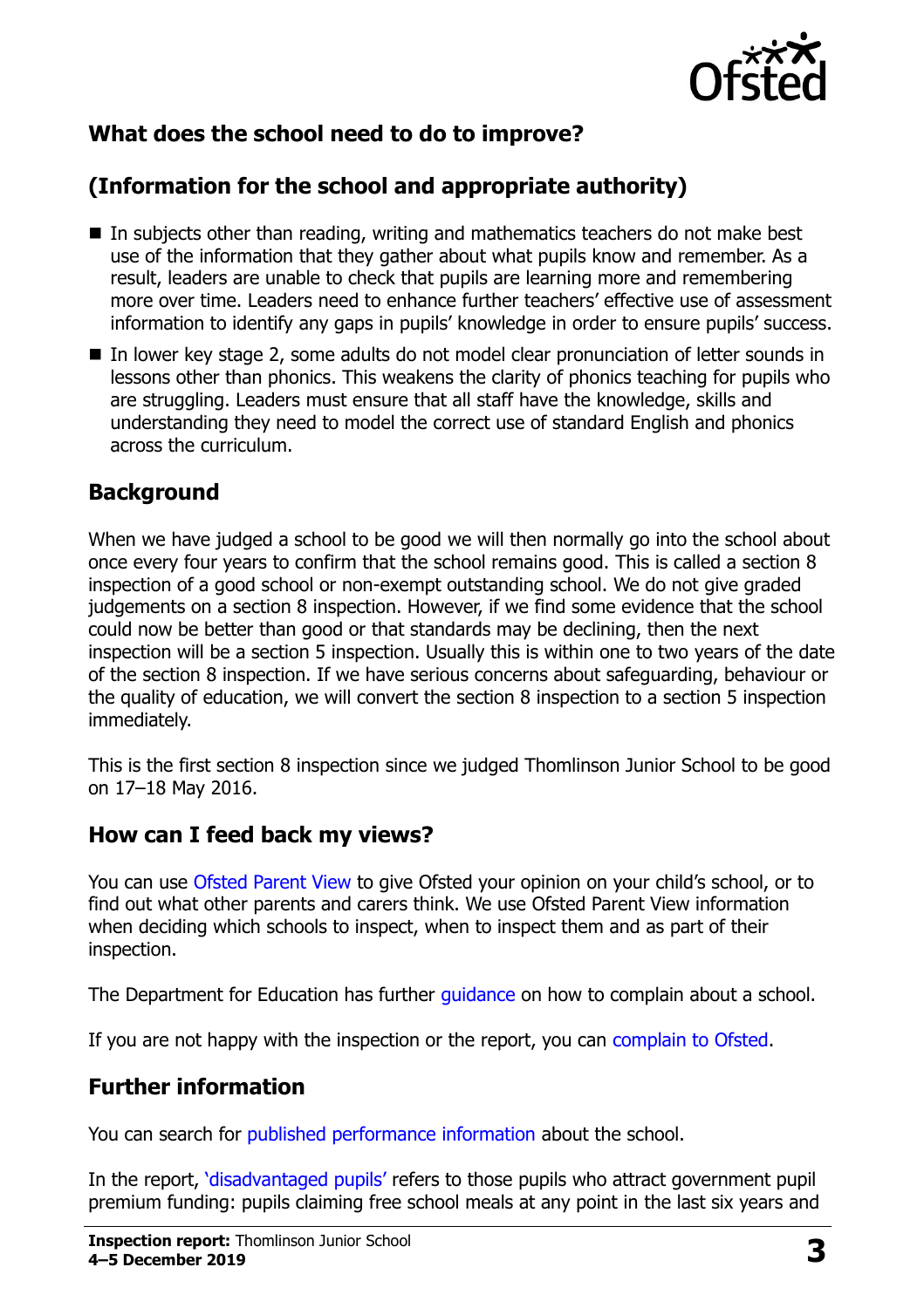## What does the school need to do to improve?

## (Information for the school and appropriate authority)

- In subjects other than reading, writing and mathematics teachers do not make best use of the information that they gather about what pupils know and remember. As a result, leaders are unable to check that pupils are learning more and remembering more over time. Leaders need to enhance further teachers' effective use of assessment information to identify any gaps in pupils' knowledge in order to ensure pupils' success.
- In lower key stage 2, some adults do not model clear pronunciation of letter sounds in lessons other than phonics. This weakens the clarity of phonics teaching for pupils who are struggling. Leaders must ensure that all staff have the knowledge, skills and understanding they need to model the correct use of standard English and phonics across the curriculum.

## Background

When we have judged a school to be good we will then normally go into the school about once every four years to confirm that the school remains good. This is called a section 8 inspection of a good school or non-exempt outstanding school. We do not give graded judgements on a section 8 inspection. However, if we find some evidence that the school could now be better than good or that standards may be declining, then the next inspection will be a section 5 inspection. Usually this is within one to two years of the date of the section 8 inspection. If we have serious concerns about safeguarding, behaviour or the quality of education, we will convert the section 8 inspection to a section 5 inspection immediately.

This is the first section 8 inspection since we judged Thomlinson Junior School to be good on 17–18 May 2016.

## How can I feed back my views?

You can use Ofsted Parent View to give Ofsted your opinion on your child's school, or to find out what other parents and carers think. We use Ofsted Parent View information when deciding which schools to inspect, when to inspect them and as part of their inspection.

The Department for Education has further guidance on how to complain about a school.

If you are not happy with the inspection or the report, you can complain to Ofsted.

## Further information

You can search for published performance information about the school.

In the report, 'disadvantaged pupils' refers to those pupils who attract government pupil premium funding: pupils claiming free school meals at any point in the last six years and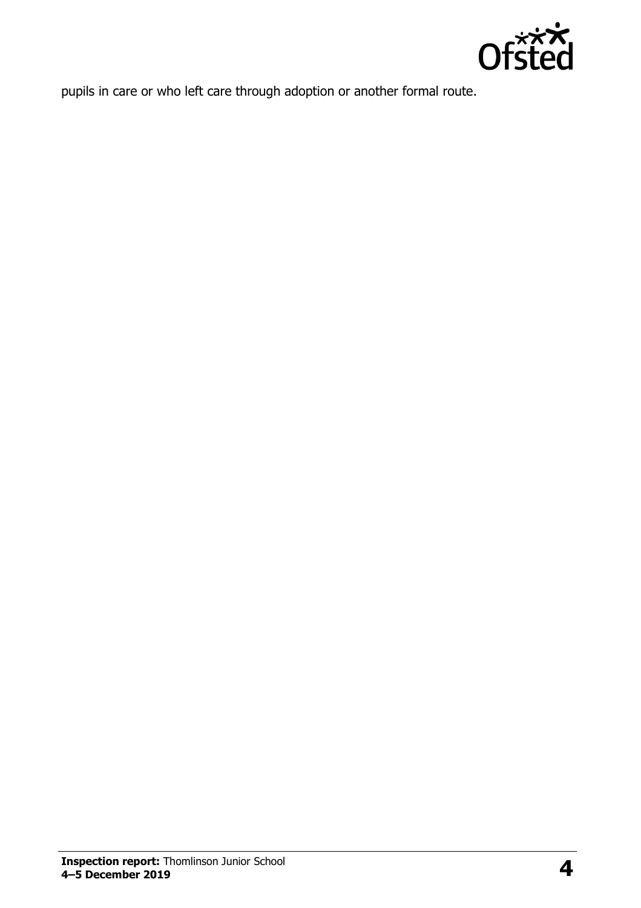pupils in care or who left care through adoption or another formal route.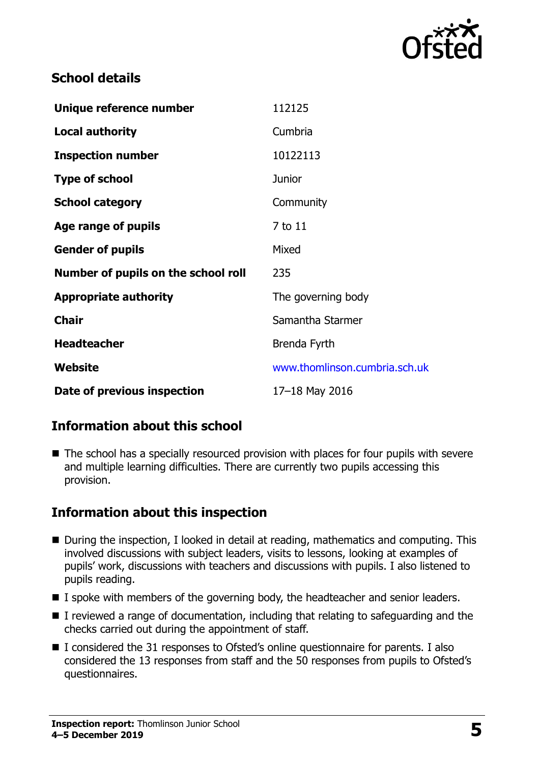## School details

| | |
|---|---|
| **Unique reference number** | 112125 |
| **Local authority** | Cumbria |
| **Inspection number** | 10122113 |
| **Type of school** | Junior |
| **School category** | Community |
| **Age range of pupils** | 7 to 11 |
| **Gender of pupils** | Mixed |
| **Number of pupils on the school roll** | 235 |
| **Appropriate authority** | The governing body |
| **Chair** | Samantha Starmer |
| **Headteacher** | Brenda Fyrth |
| **Website** | www.thomlinson.cumbria.sch.uk |
| **Date of previous inspection** | 17–18 May 2016 |

## Information about this school

- The school has a specially resourced provision with places for four pupils with severe and multiple learning difficulties. There are currently two pupils accessing this provision.

## Information about this inspection

- During the inspection, I looked in detail at reading, mathematics and computing. This involved discussions with subject leaders, visits to lessons, looking at examples of pupils' work, discussions with teachers and discussions with pupils. I also listened to pupils reading.
- I spoke with members of the governing body, the headteacher and senior leaders.
- I reviewed a range of documentation, including that relating to safeguarding and the checks carried out during the appointment of staff.
- I considered the 31 responses to Ofsted's online questionnaire for parents. I also considered the 13 responses from staff and the 50 responses from pupils to Ofsted's questionnaires.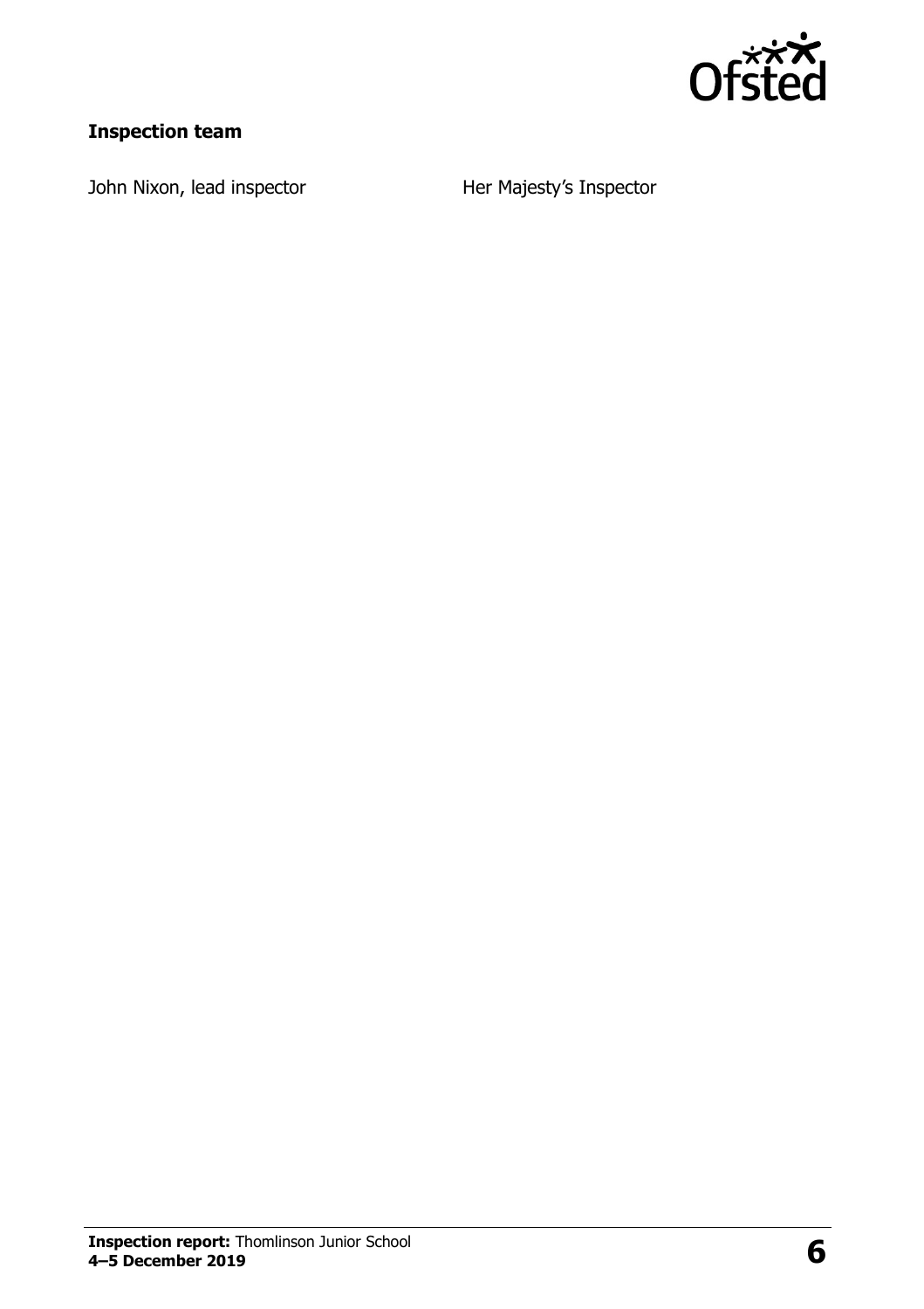**Inspection team**

| | |
|---|---|
| John Nixon, lead inspector | Her Majesty's Inspector |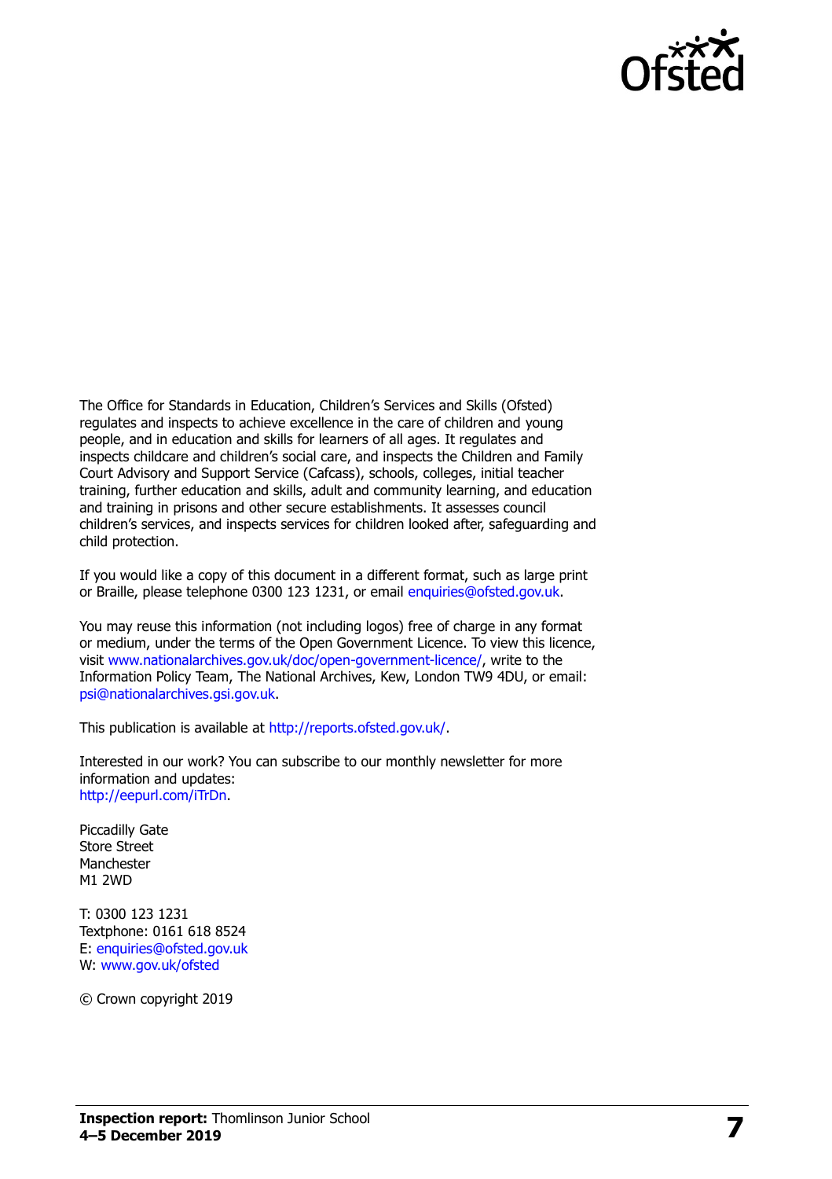The Office for Standards in Education, Children's Services and Skills (Ofsted) regulates and inspects to achieve excellence in the care of children and young people, and in education and skills for learners of all ages. It regulates and inspects childcare and children's social care, and inspects the Children and Family Court Advisory and Support Service (Cafcass), schools, colleges, initial teacher training, further education and skills, adult and community learning, and education and training in prisons and other secure establishments. It assesses council children's services, and inspects services for children looked after, safeguarding and child protection.

If you would like a copy of this document in a different format, such as large print or Braille, please telephone 0300 123 1231, or email enquiries@ofsted.gov.uk.

You may reuse this information (not including logos) free of charge in any format or medium, under the terms of the Open Government Licence. To view this licence, visit www.nationalarchives.gov.uk/doc/open-government-licence/, write to the Information Policy Team, The National Archives, Kew, London TW9 4DU, or email: psi@nationalarchives.gsi.gov.uk.

This publication is available at http://reports.ofsted.gov.uk/.

Interested in our work? You can subscribe to our monthly newsletter for more information and updates:
http://eepurl.com/iTrDn.

Piccadilly Gate
Store Street
Manchester
M1 2WD

T: 0300 123 1231
Textphone: 0161 618 8524
E: enquiries@ofsted.gov.uk
W: www.gov.uk/ofsted

© Crown copyright 2019